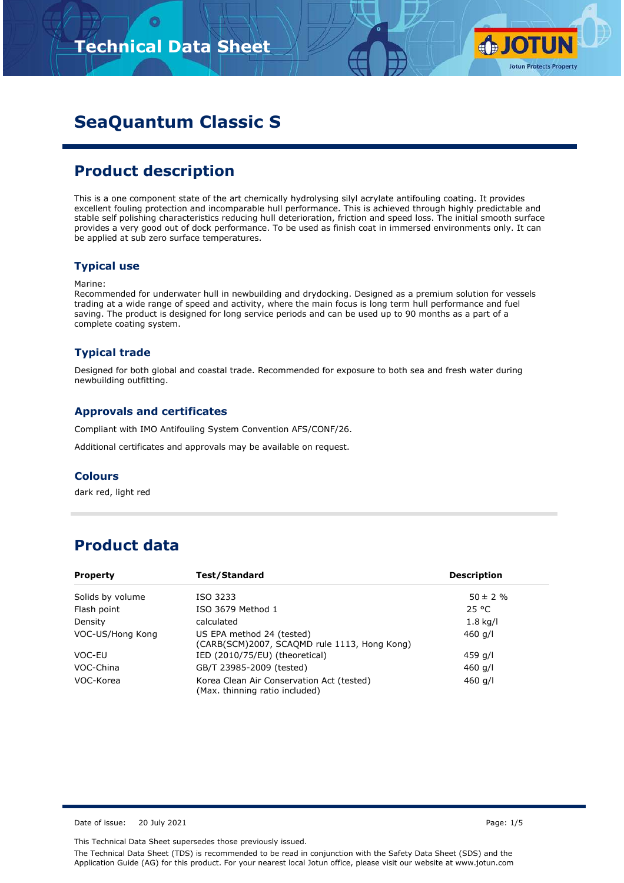# SeaQuantum Classic S

## Product description

This is a one component state of the art chemically hydrolysing silyl acrylate antifouling coating. It provides excellent fouling protection and incomparable hull performance. This is achieved through highly predictable and stable self polishing characteristics reducing hull deterioration, friction and speed loss. The initial smooth surface provides a very good out of dock performance. To be used as finish coat in immersed environments only. It can be applied at sub zero surface temperatures.

### Typical use

Marine:
Recommended for underwater hull in newbuilding and drydocking. Designed as a premium solution for vessels trading at a wide range of speed and activity, where the main focus is long term hull performance and fuel saving. The product is designed for long service periods and can be used up to 90 months as a part of a complete coating system.

### Typical trade

Designed for both global and coastal trade. Recommended for exposure to both sea and fresh water during newbuilding outfitting.

### Approvals and certificates

Compliant with IMO Antifouling System Convention AFS/CONF/26.

Additional certificates and approvals may be available on request.

### Colours

dark red, light red

## Product data

| Property | Test/Standard | Description |
|---|---|---|
| Solids by volume | ISO 3233 | 50 ± 2 % |
| Flash point | ISO 3679 Method 1 | 25 °C |
| Density | calculated | 1.8 kg/l |
| VOC-US/Hong Kong | US EPA method 24 (tested)<br>(CARB(SCM)2007, SCAQMD rule 1113, Hong Kong) | 460 g/l |
| VOC-EU | IED (2010/75/EU) (theoretical) | 459 g/l |
| VOC-China | GB/T 23985-2009 (tested) | 460 g/l |
| VOC-Korea | Korea Clean Air Conservation Act (tested)<br>(Max. thinning ratio included) | 460 g/l |

Date of issue: 20 July 2021

This Technical Data Sheet supersedes those previously issued.

The Technical Data Sheet (TDS) is recommended to be read in conjunction with the Safety Data Sheet (SDS) and the Application Guide (AG) for this product. For your nearest local Jotun office, please visit our website at www.jotun.com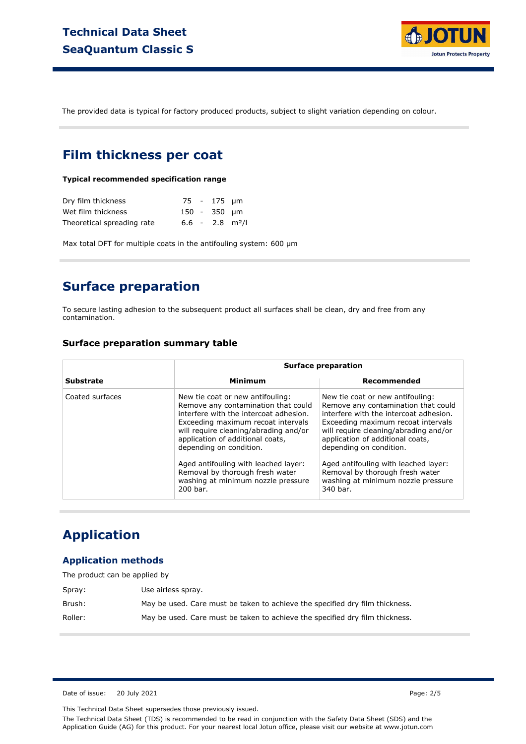The provided data is typical for factory produced products, subject to slight variation depending on colour.

## Film thickness per coat

**Typical recommended specification range**

| | | | |
|---|---|---|---|
| Dry film thickness | 75 | - 175 | µm |
| Wet film thickness | 150 | - 350 | µm |
| Theoretical spreading rate | 6.6 | - 2.8 | m²/l |

Max total DFT for multiple coats in the antifouling system: 600 µm

## Surface preparation

To secure lasting adhesion to the subsequent product all surfaces shall be clean, dry and free from any contamination.

### Surface preparation summary table

| | Surface preparation | |
|---|---|---|
| **Substrate** | **Minimum** | **Recommended** |
| Coated surfaces | New tie coat or new antifouling: Remove any contamination that could interfere with the intercoat adhesion. Exceeding maximum recoat intervals will require cleaning/abrading and/or application of additional coats, depending on condition.<br><br>Aged antifouling with leached layer: Removal by thorough fresh water washing at minimum nozzle pressure 200 bar. | New tie coat or new antifouling: Remove any contamination that could interfere with the intercoat adhesion. Exceeding maximum recoat intervals will require cleaning/abrading and/or application of additional coats, depending on condition.<br><br>Aged antifouling with leached layer: Removal by thorough fresh water washing at minimum nozzle pressure 340 bar. |

## Application

### Application methods

The product can be applied by

| | |
|---|---|
| Spray: | Use airless spray. |
| Brush: | May be used. Care must be taken to achieve the specified dry film thickness. |
| Roller: | May be used. Care must be taken to achieve the specified dry film thickness. |

Date of issue: 20 July 2021

This Technical Data Sheet supersedes those previously issued.

The Technical Data Sheet (TDS) is recommended to be read in conjunction with the Safety Data Sheet (SDS) and the Application Guide (AG) for this product. For your nearest local Jotun office, please visit our website at www.jotun.com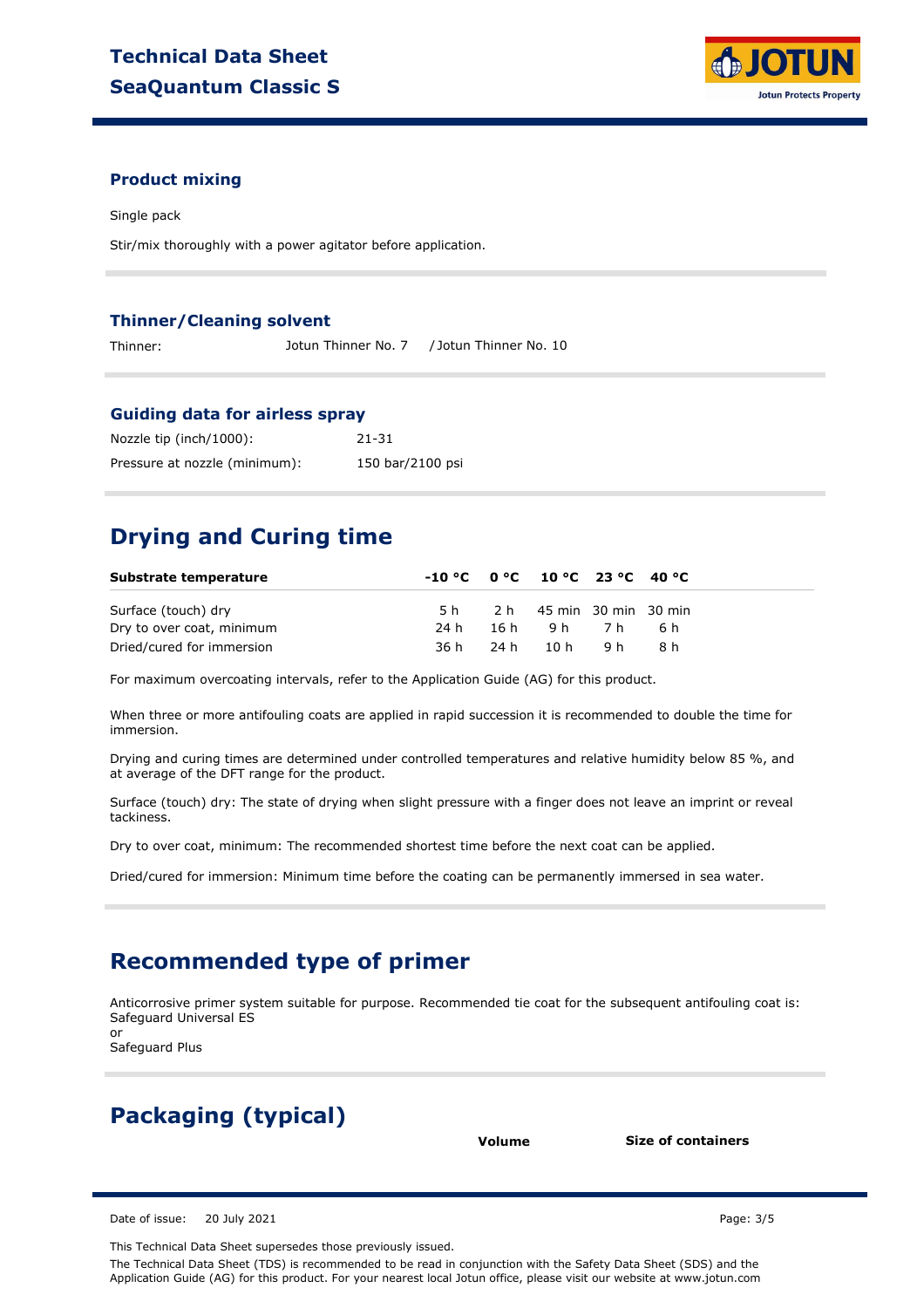### Product mixing

Single pack

Stir/mix thoroughly with a power agitator before application.

### Thinner/Cleaning solvent

| | |
|---|---|
| Thinner: | Jotun Thinner No. 7 / Jotun Thinner No. 10 |

### Guiding data for airless spray

| | |
|---|---|
| Nozzle tip (inch/1000): | 21-31 |
| Pressure at nozzle (minimum): | 150 bar/2100 psi |

## Drying and Curing time

| Substrate temperature | -10 °C | 0 °C | 10 °C | 23 °C | 40 °C |
|---|---|---|---|---|---|
| Surface (touch) dry | 5 h | 2 h | 45 min | 30 min | 30 min |
| Dry to over coat, minimum | 24 h | 16 h | 9 h | 7 h | 6 h |
| Dried/cured for immersion | 36 h | 24 h | 10 h | 9 h | 8 h |

For maximum overcoating intervals, refer to the Application Guide (AG) for this product.

When three or more antifouling coats are applied in rapid succession it is recommended to double the time for immersion.

Drying and curing times are determined under controlled temperatures and relative humidity below 85 %, and at average of the DFT range for the product.

Surface (touch) dry: The state of drying when slight pressure with a finger does not leave an imprint or reveal tackiness.

Dry to over coat, minimum: The recommended shortest time before the next coat can be applied.

Dried/cured for immersion: Minimum time before the coating can be permanently immersed in sea water.

## Recommended type of primer

Anticorrosive primer system suitable for purpose. Recommended tie coat for the subsequent antifouling coat is:
Safeguard Universal ES
or
Safeguard Plus

## Packaging (typical)

| | Volume | Size of containers |
|---|---|---|

Date of issue: 20 July 2021

This Technical Data Sheet supersedes those previously issued.

The Technical Data Sheet (TDS) is recommended to be read in conjunction with the Safety Data Sheet (SDS) and the Application Guide (AG) for this product. For your nearest local Jotun office, please visit our website at www.jotun.com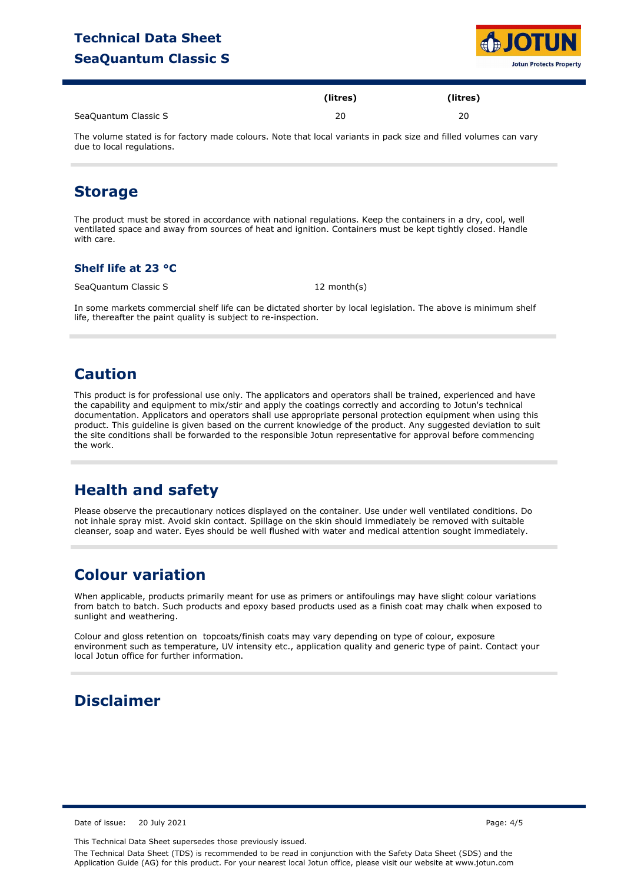| | (litres) | (litres) |
|---|---|---|
| SeaQuantum Classic S | 20 | 20 |

The volume stated is for factory made colours. Note that local variants in pack size and filled volumes can vary due to local regulations.

## Storage

The product must be stored in accordance with national regulations. Keep the containers in a dry, cool, well ventilated space and away from sources of heat and ignition. Containers must be kept tightly closed. Handle with care.

### Shelf life at 23 °C

| | |
|---|---|
| SeaQuantum Classic S | 12 month(s) |

In some markets commercial shelf life can be dictated shorter by local legislation. The above is minimum shelf life, thereafter the paint quality is subject to re-inspection.

## Caution

This product is for professional use only. The applicators and operators shall be trained, experienced and have the capability and equipment to mix/stir and apply the coatings correctly and according to Jotun's technical documentation. Applicators and operators shall use appropriate personal protection equipment when using this product. This guideline is given based on the current knowledge of the product. Any suggested deviation to suit the site conditions shall be forwarded to the responsible Jotun representative for approval before commencing the work.

## Health and safety

Please observe the precautionary notices displayed on the container. Use under well ventilated conditions. Do not inhale spray mist. Avoid skin contact. Spillage on the skin should immediately be removed with suitable cleanser, soap and water. Eyes should be well flushed with water and medical attention sought immediately.

## Colour variation

When applicable, products primarily meant for use as primers or antifoulings may have slight colour variations from batch to batch. Such products and epoxy based products used as a finish coat may chalk when exposed to sunlight and weathering.

Colour and gloss retention on topcoats/finish coats may vary depending on type of colour, exposure environment such as temperature, UV intensity etc., application quality and generic type of paint. Contact your local Jotun office for further information.

## Disclaimer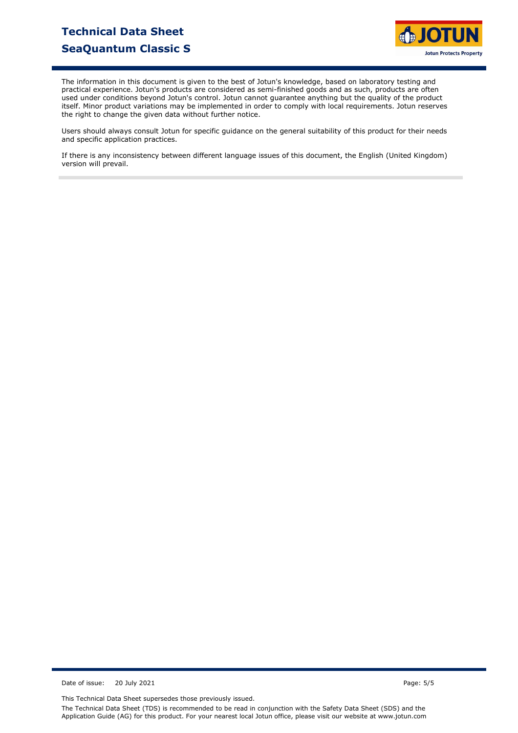The information in this document is given to the best of Jotun's knowledge, based on laboratory testing and practical experience. Jotun's products are considered as semi-finished goods and as such, products are often used under conditions beyond Jotun's control. Jotun cannot guarantee anything but the quality of the product itself. Minor product variations may be implemented in order to comply with local requirements. Jotun reserves the right to change the given data without further notice.

Users should always consult Jotun for specific guidance on the general suitability of this product for their needs and specific application practices.

If there is any inconsistency between different language issues of this document, the English (United Kingdom) version will prevail.